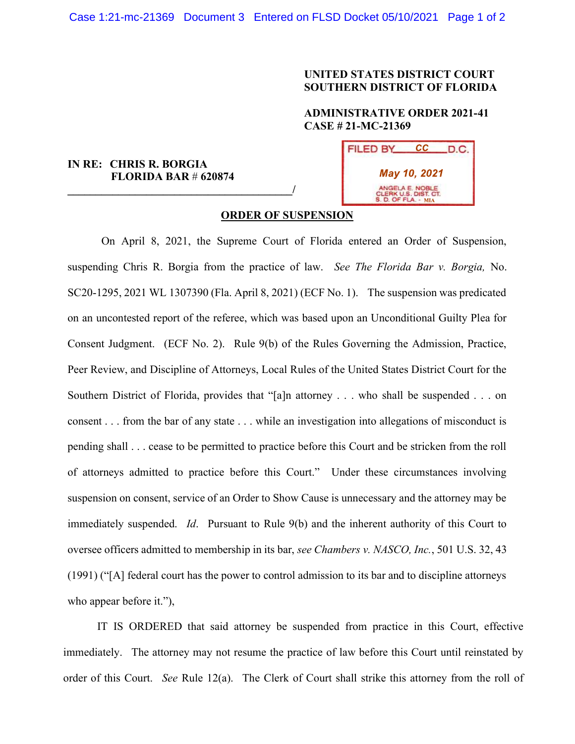**UNITED STATES DISTRICT COURT**
**SOUTHERN DISTRICT OF FLORIDA**

**ADMINISTRATIVE ORDER 2021-41**
**CASE # 21-MC-21369**

FILED BY CC D.C.
May 10, 2021
ANGELA E. NOBLE
CLERK U.S. DIST. CT.
S. D. OF FLA. - MIA

**IN RE: CHRIS R. BORGIA**
**FLORIDA BAR # 620874**
_______________________________________/

**ORDER OF SUSPENSION**

On April 8, 2021, the Supreme Court of Florida entered an Order of Suspension, suspending Chris R. Borgia from the practice of law. *See The Florida Bar v. Borgia,* No. SC20-1295, 2021 WL 1307390 (Fla. April 8, 2021) (ECF No. 1). The suspension was predicated on an uncontested report of the referee, which was based upon an Unconditional Guilty Plea for Consent Judgment. (ECF No. 2). Rule 9(b) of the Rules Governing the Admission, Practice, Peer Review, and Discipline of Attorneys, Local Rules of the United States District Court for the Southern District of Florida, provides that "[a]n attorney . . . who shall be suspended . . . on consent . . . from the bar of any state . . . while an investigation into allegations of misconduct is pending shall . . . cease to be permitted to practice before this Court and be stricken from the roll of attorneys admitted to practice before this Court." Under these circumstances involving suspension on consent, service of an Order to Show Cause is unnecessary and the attorney may be immediately suspended. *Id*. Pursuant to Rule 9(b) and the inherent authority of this Court to oversee officers admitted to membership in its bar, *see Chambers v. NASCO, Inc.*, 501 U.S. 32, 43 (1991) ("[A] federal court has the power to control admission to its bar and to discipline attorneys who appear before it."),

IT IS ORDERED that said attorney be suspended from practice in this Court, effective immediately. The attorney may not resume the practice of law before this Court until reinstated by order of this Court. *See* Rule 12(a). The Clerk of Court shall strike this attorney from the roll of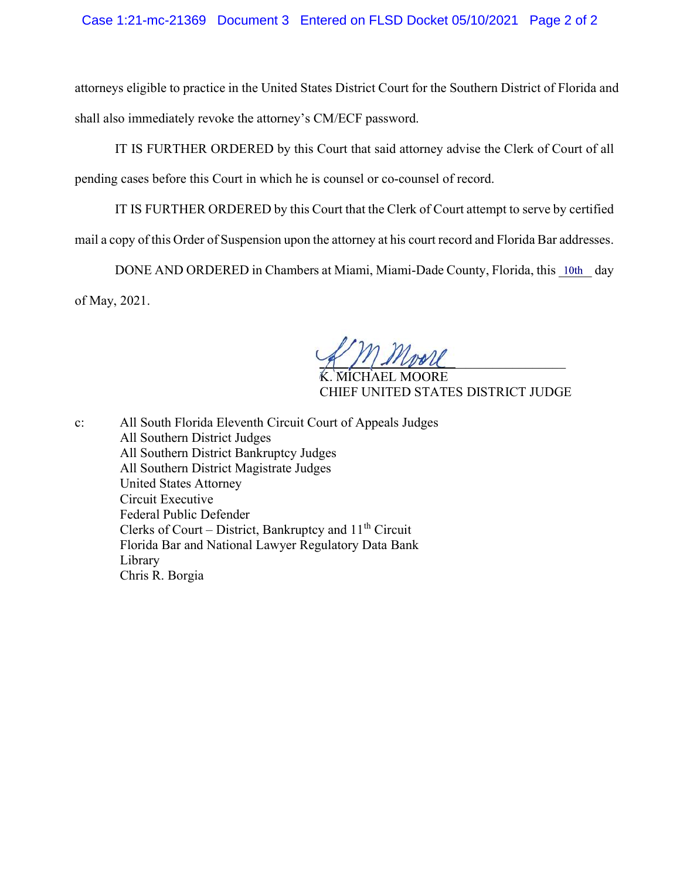attorneys eligible to practice in the United States District Court for the Southern District of Florida and shall also immediately revoke the attorney's CM/ECF password.

IT IS FURTHER ORDERED by this Court that said attorney advise the Clerk of Court of all pending cases before this Court in which he is counsel or co-counsel of record.

IT IS FURTHER ORDERED by this Court that the Clerk of Court attempt to serve by certified mail a copy of this Order of Suspension upon the attorney at his court record and Florida Bar addresses.

DONE AND ORDERED in Chambers at Miami, Miami-Dade County, Florida, this 10th day of May, 2021.

K. MICHAEL MOORE
CHIEF UNITED STATES DISTRICT JUDGE

c: All South Florida Eleventh Circuit Court of Appeals Judges
All Southern District Judges
All Southern District Bankruptcy Judges
All Southern District Magistrate Judges
United States Attorney
Circuit Executive
Federal Public Defender
Clerks of Court – District, Bankruptcy and 11th Circuit
Florida Bar and National Lawyer Regulatory Data Bank
Library
Chris R. Borgia